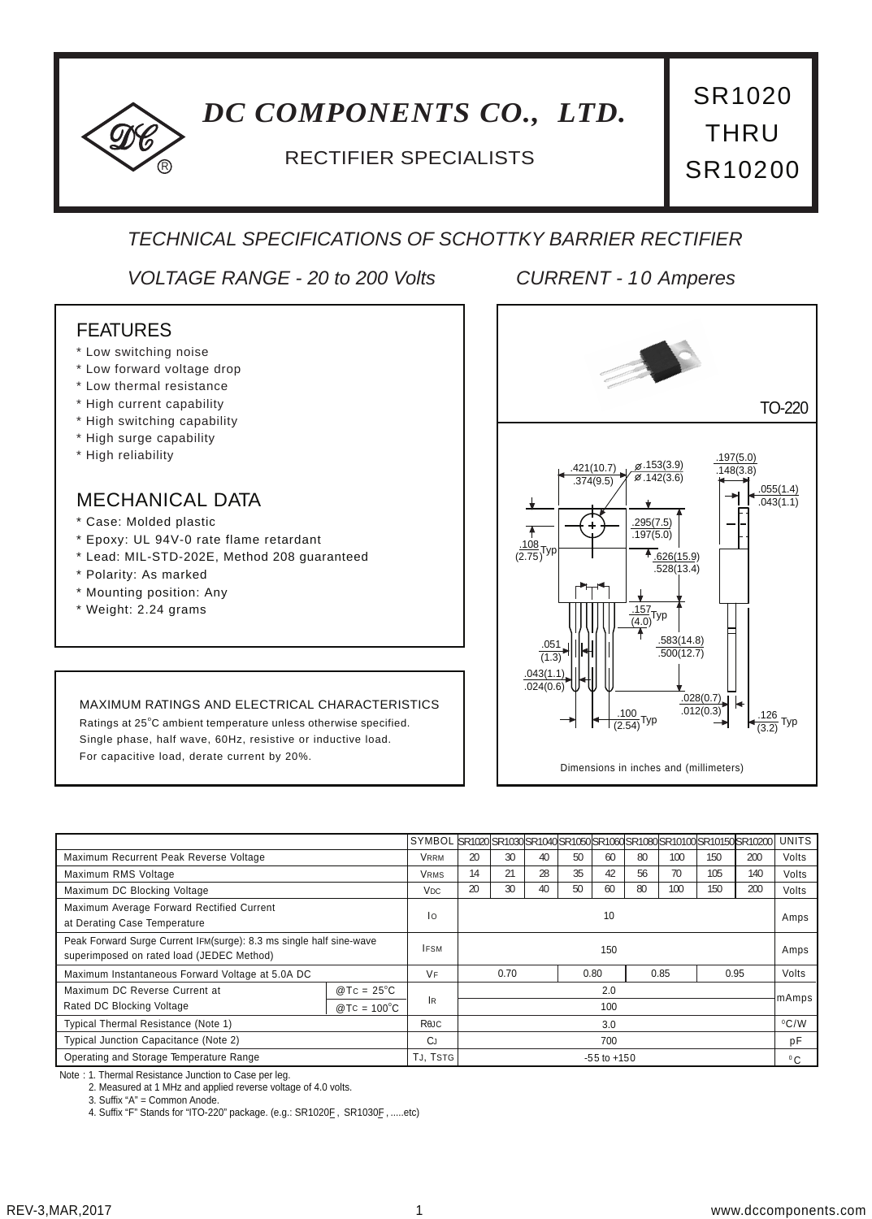# DC COMPONENTS CO., LTD.

RECTIFIER SPECIALISTS

SR1020 THRU SR10200

## TECHNICAL SPECIFICATIONS OF SCHOTTKY BARRIER RECTIFIER

*VOLTAGE RANGE - 20 to 200 Volts*　　*CURRENT - 10 Amperes*

## FEATURES

* Low switching noise
* Low forward voltage drop
* Low thermal resistance
* High current capability
* High switching capability
* High surge capability
* High reliability

## MECHANICAL DATA

* Case: Molded plastic
* Epoxy: UL 94V-0 rate flame retardant
* Lead: MIL-STD-202E, Method 208 guaranteed
* Polarity: As marked
* Mounting position: Any
* Weight: 2.24 grams

TO-220

Dimensions in inches and (millimeters)

MAXIMUM RATINGS AND ELECTRICAL CHARACTERISTICS

Ratings at 25°C ambient temperature unless otherwise specified.
Single phase, half wave, 60Hz, resistive or inductive load.
For capacitive load, derate current by 20%.

| | | SYMBOL | SR1020 | SR1030 | SR1040 | SR1050 | SR1060 | SR1080 | SR10100 | SR10150 | SR10200 | UNITS |
|---|---|---|---|---|---|---|---|---|---|---|---|---|
| Maximum Recurrent Peak Reverse Voltage | | $V_{RRM}$ | 20 | 30 | 40 | 50 | 60 | 80 | 100 | 150 | 200 | Volts |
| Maximum RMS Voltage | | $V_{RMS}$ | 14 | 21 | 28 | 35 | 42 | 56 | 70 | 105 | 140 | Volts |
| Maximum DC Blocking Voltage | | $V_{DC}$ | 20 | 30 | 40 | 50 | 60 | 80 | 100 | 150 | 200 | Volts |
| Maximum Average Forward Rectified Current at Derating Case Temperature | | $I_O$ | 10 | | | | | | | | | Amps |
| Peak Forward Surge Current $I_{FM}$(surge): 8.3 ms single half sine-wave superimposed on rated load (JEDEC Method) | | $I_{FSM}$ | 150 | | | | | | | | | Amps |
| Maximum Instantaneous Forward Voltage at 5.0A DC | | $V_F$ | 0.70 | | | 0.80 | | 0.85 | | 0.95 | | Volts |
| Maximum DC Reverse Current at Rated DC Blocking Voltage | @$T_C$ = 25°C | $I_R$ | 2.0 | | | | | | | | | mAmps |
| | @$T_C$ = 100°C | | 100 | | | | | | | | | |
| Typical Thermal Resistance (Note 1) | | $R_{\theta JC}$ | 3.0 | | | | | | | | | °C/W |
| Typical Junction Capacitance (Note 2) | | $C_J$ | 700 | | | | | | | | | pF |
| Operating and Storage Temperature Range | | $T_J$, $T_{STG}$ | -55 to +150 | | | | | | | | | °C |

Note : 1. Thermal Resistance Junction to Case per leg.
2. Measured at 1 MHz and applied reverse voltage of 4.0 volts.
3. Suffix "A" = Common Anode.
4. Suffix "F" Stands for "ITO-220" package. (e.g.: SR1020F , SR1030F , .....etc)

REV-3,MAR,2017

www.dccomponents.com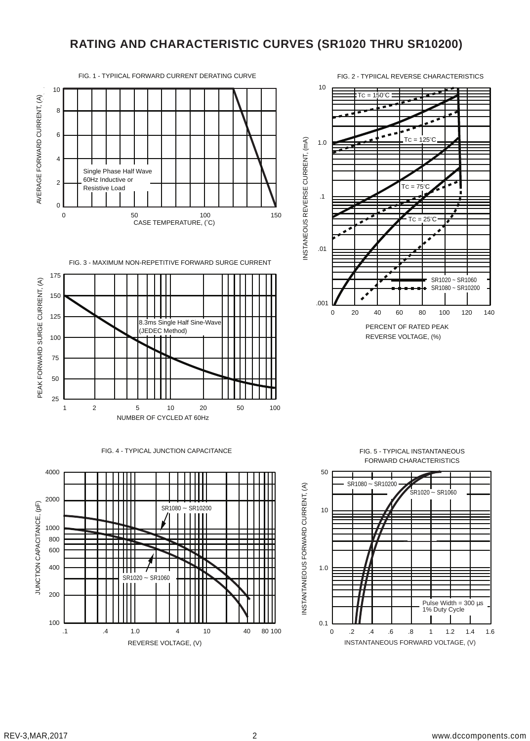# RATING AND CHARACTERISTIC CURVES (SR1020 THRU SR10200)

FIG. 1 - TYPIICAL FORWARD CURRENT DERATING CURVE

AVERAGE FORWARD CURRENT, (A)

Single Phase Half Wave
60Hz Inductive or
Resistive Load

CASE TEMPERATURE, (°C)

FIG. 2 - TYPIICAL REVERSE CHARACTERISTICS

INSTANEOUS REVERSE CURRENT, (mA)

TC = 150°C

TC = 125°C

TC = 75°C

TC = 25°C

SR1020 ~ SR1060
SR1080 ~ SR10200

PERCENT OF RATED PEAK
REVERSE VOLTAGE, (%)

FIG. 3 - MAXIMUM NON-REPETITIVE FORWARD SURGE CURRENT

PEAK FORWARD SURGE CURRENT, (A)

8.3ms Single Half Sine-Wave
(JEDEC Method)

NUMBER OF CYCLED AT 60Hz

FIG. 4 - TYPICAL JUNCTION CAPACITANCE

JUNCTION CAPACITANCE, (pF)

SR1080 ~ SR10200

SR1020 ~ SR1060

REVERSE VOLTAGE, (V)

FIG. 5 - TYPICAL INSTANTANEOUS
FORWARD CHARACTERISTICS

INSTANTANEOUS FORWARD CURRENT, (A)

SR1080 ~ SR10200

SR1020 ~ SR1060

Pulse Width = 300 μs
1% Duty Cycle

INSTANTANEOUS FORWARD VOLTAGE, (V)

REV-3,MAR,2017

www.dccomponents.com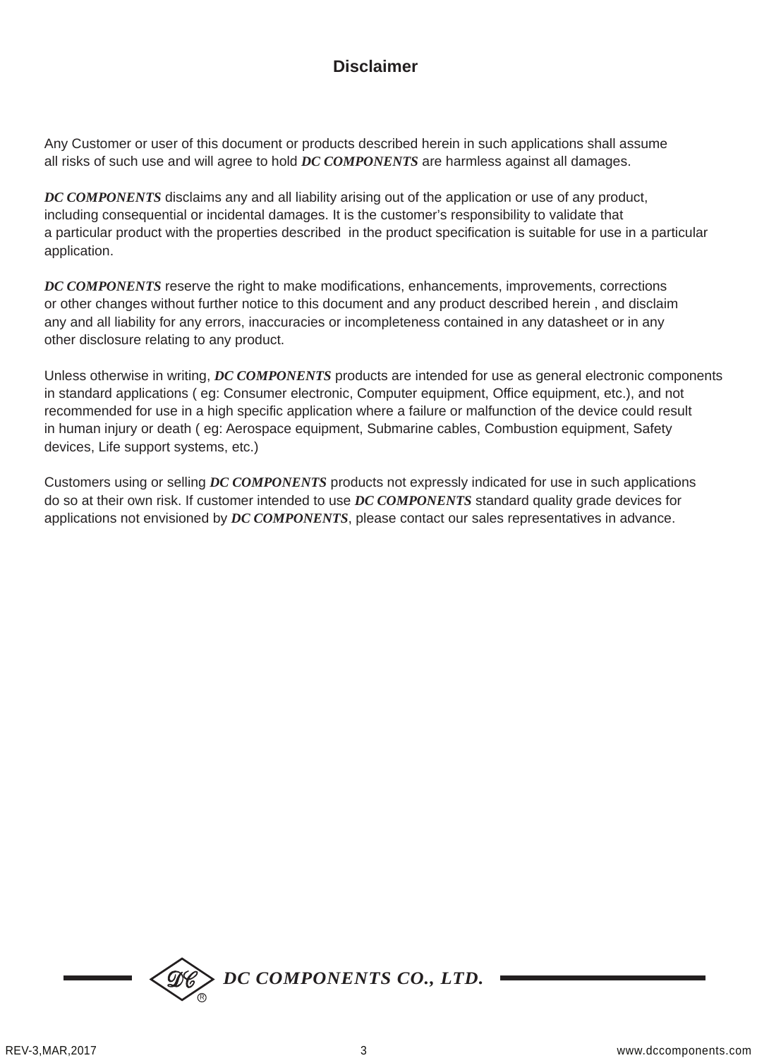## Disclaimer

Any Customer or user of this document or products described herein in such applications shall assume all risks of such use and will agree to hold ***DC COMPONENTS*** are harmless against all damages.

***DC COMPONENTS*** disclaims any and all liability arising out of the application or use of any product, including consequential or incidental damages. It is the customer's responsibility to validate that a particular product with the properties described in the product specification is suitable for use in a particular application.

***DC COMPONENTS*** reserve the right to make modifications, enhancements, improvements, corrections or other changes without further notice to this document and any product described herein , and disclaim any and all liability for any errors, inaccuracies or incompleteness contained in any datasheet or in any other disclosure relating to any product.

Unless otherwise in writing, ***DC COMPONENTS*** products are intended for use as general electronic components in standard applications ( eg: Consumer electronic, Computer equipment, Office equipment, etc.), and not recommended for use in a high specific application where a failure or malfunction of the device could result in human injury or death ( eg: Aerospace equipment, Submarine cables, Combustion equipment, Safety devices, Life support systems, etc.)

Customers using or selling ***DC COMPONENTS*** products not expressly indicated for use in such applications do so at their own risk. If customer intended to use ***DC COMPONENTS*** standard quality grade devices for applications not envisioned by ***DC COMPONENTS***, please contact our sales representatives in advance.

***DC COMPONENTS CO., LTD.***

REV-3,MAR,2017

www.dccomponents.com